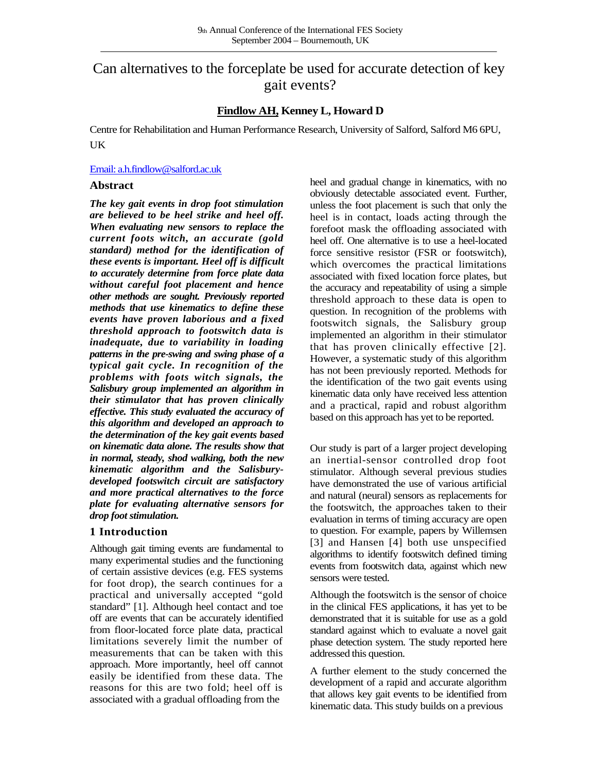# Can alternatives to the forceplate be used for accurate detection of key gait events?

**Findlow AH, Kenney L, Howard D**

Centre for Rehabilitation and Human Performance Research, University of Salford, Salford M6 6PU, UK

Email: a.h.findlow@salford.ac.uk

## Abstract

***The key gait events in drop foot stimulation are believed to be heel strike and heel off. When evaluating new sensors to replace the current foots witch, an accurate (gold standard) method for the identification of these events is important. Heel off is difficult to accurately determine from force plate data without careful foot placement and hence other methods are sought. Previously reported methods that use kinematics to define these events have proven laborious and a fixed threshold approach to footswitch data is inadequate, due to variability in loading patterns in the pre-swing and swing phase of a typical gait cycle. In recognition of the problems with foots witch signals, the Salisbury group implemented an algorithm in their stimulator that has proven clinically effective. This study evaluated the accuracy of this algorithm and developed an approach to the determination of the key gait events based on kinematic data alone. The results show that in normal, steady, shod walking, both the new kinematic algorithm and the Salisbury-developed footswitch circuit are satisfactory and more practical alternatives to the force plate for evaluating alternative sensors for drop foot stimulation.***

## 1 Introduction

Although gait timing events are fundamental to many experimental studies and the functioning of certain assistive devices (e.g. FES systems for foot drop), the search continues for a practical and universally accepted "gold standard" [1]. Although heel contact and toe off are events that can be accurately identified from floor-located force plate data, practical limitations severely limit the number of measurements that can be taken with this approach. More importantly, heel off cannot easily be identified from these data. The reasons for this are two fold; heel off is associated with a gradual offloading from the heel and gradual change in kinematics, with no obviously detectable associated event. Further, unless the foot placement is such that only the heel is in contact, loads acting through the forefoot mask the offloading associated with heel off. One alternative is to use a heel-located force sensitive resistor (FSR or footswitch), which overcomes the practical limitations associated with fixed location force plates, but the accuracy and repeatability of using a simple threshold approach to these data is open to question. In recognition of the problems with footswitch signals, the Salisbury group implemented an algorithm in their stimulator that has proven clinically effective [2]. However, a systematic study of this algorithm has not been previously reported. Methods for the identification of the two gait events using kinematic data only have received less attention and a practical, rapid and robust algorithm based on this approach has yet to be reported.

Our study is part of a larger project developing an inertial-sensor controlled drop foot stimulator. Although several previous studies have demonstrated the use of various artificial and natural (neural) sensors as replacements for the footswitch, the approaches taken to their evaluation in terms of timing accuracy are open to question. For example, papers by Willemsen [3] and Hansen [4] both use unspecified algorithms to identify footswitch defined timing events from footswitch data, against which new sensors were tested.

Although the footswitch is the sensor of choice in the clinical FES applications, it has yet to be demonstrated that it is suitable for use as a gold standard against which to evaluate a novel gait phase detection system. The study reported here addressed this question.

A further element to the study concerned the development of a rapid and accurate algorithm that allows key gait events to be identified from kinematic data. This study builds on a previous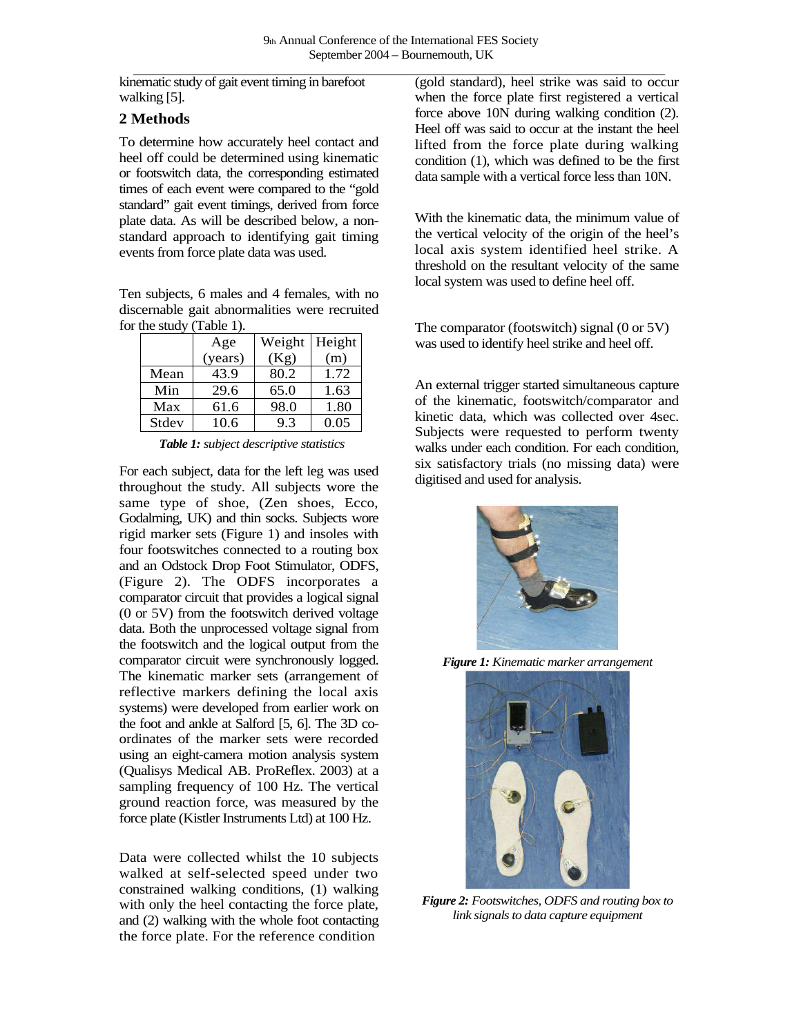kinematic study of gait event timing in barefoot walking [5].

## 2 Methods

To determine how accurately heel contact and heel off could be determined using kinematic or footswitch data, the corresponding estimated times of each event were compared to the "gold standard" gait event timings, derived from force plate data. As will be described below, a non-standard approach to identifying gait timing events from force plate data was used.

Ten subjects, 6 males and 4 females, with no discernable gait abnormalities were recruited for the study (Table 1).

| | Age (years) | Weight (Kg) | Height (m) |
|---|---|---|---|
| Mean | 43.9 | 80.2 | 1.72 |
| Min | 29.6 | 65.0 | 1.63 |
| Max | 61.6 | 98.0 | 1.80 |
| Stdev | 10.6 | 9.3 | 0.05 |

***Table 1:*** *subject descriptive statistics*

For each subject, data for the left leg was used throughout the study. All subjects wore the same type of shoe, (Zen shoes, Ecco, Godalming, UK) and thin socks. Subjects wore rigid marker sets (Figure 1) and insoles with four footswitches connected to a routing box and an Odstock Drop Foot Stimulator, ODFS, (Figure 2). The ODFS incorporates a comparator circuit that provides a logical signal (0 or 5V) from the footswitch derived voltage data. Both the unprocessed voltage signal from the footswitch and the logical output from the comparator circuit were synchronously logged. The kinematic marker sets (arrangement of reflective markers defining the local axis systems) were developed from earlier work on the foot and ankle at Salford [5, 6]. The 3D co-ordinates of the marker sets were recorded using an eight-camera motion analysis system (Qualisys Medical AB. ProReflex. 2003) at a sampling frequency of 100 Hz. The vertical ground reaction force, was measured by the force plate (Kistler Instruments Ltd) at 100 Hz.

Data were collected whilst the 10 subjects walked at self-selected speed under two constrained walking conditions, (1) walking with only the heel contacting the force plate, and (2) walking with the whole foot contacting the force plate. For the reference condition (gold standard), heel strike was said to occur when the force plate first registered a vertical force above 10N during walking condition (2). Heel off was said to occur at the instant the heel lifted from the force plate during walking condition (1), which was defined to be the first data sample with a vertical force less than 10N.

With the kinematic data, the minimum value of the vertical velocity of the origin of the heel's local axis system identified heel strike. A threshold on the resultant velocity of the same local system was used to define heel off.

The comparator (footswitch) signal (0 or 5V) was used to identify heel strike and heel off.

An external trigger started simultaneous capture of the kinematic, footswitch/comparator and kinetic data, which was collected over 4sec. Subjects were requested to perform twenty walks under each condition. For each condition, six satisfactory trials (no missing data) were digitised and used for analysis.

***Figure 1:*** *Kinematic marker arrangement*

***Figure 2:*** *Footswitches, ODFS and routing box to link signals to data capture equipment*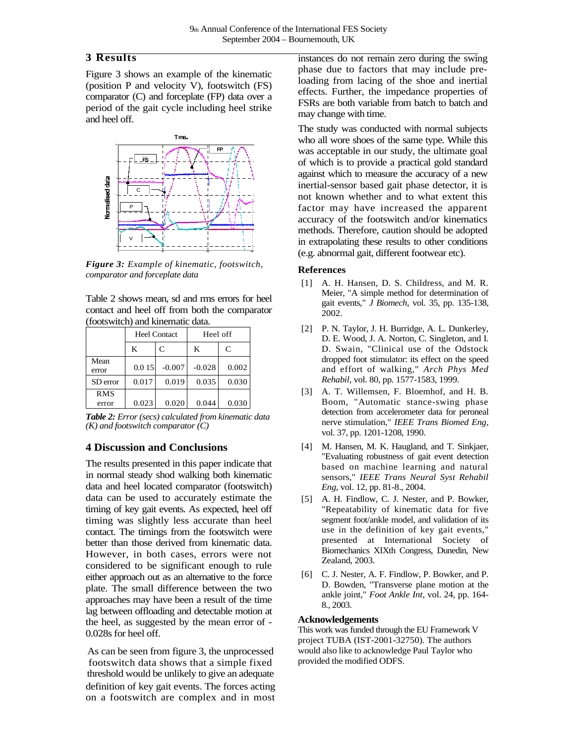## 3 Results

Figure 3 shows an example of the kinematic (position P and velocity V), footswitch (FS) comparator (C) and forceplate (FP) data over a period of the gait cycle including heel strike and heel off.

Time

FP

FS

C

P

V

Normalised data

*Figure 3: Example of kinematic, footswitch, comparator and forceplate data*

Table 2 shows mean, sd and rms errors for heel contact and heel off from both the comparator (footswitch) and kinematic data.

| | Heel Contact | | Heel off | |
|---|---|---|---|---|
| | K | C | K | C |
| Mean error | 0.0 15 | -0.007 | -0.028 | 0.002 |
| SD error | 0.017 | 0.019 | 0.035 | 0.030 |
| RMS error | 0.023 | 0.020 | 0.044 | 0.030 |

*Table 2: Error (secs) calculated from kinematic data (K) and footswitch comparator (C)*

## 4 Discussion and Conclusions

The results presented in this paper indicate that in normal steady shod walking both kinematic data and heel located comparator (footswitch) data can be used to accurately estimate the timing of key gait events. As expected, heel off timing was slightly less accurate than heel contact. The timings from the footswitch were better than those derived from kinematic data. However, in both cases, errors were not considered to be significant enough to rule either approach out as an alternative to the force plate. The small difference between the two approaches may have been a result of the time lag between offloading and detectable motion at the heel, as suggested by the mean error of -0.028s for heel off.

As can be seen from figure 3, the unprocessed footswitch data shows that a simple fixed threshold would be unlikely to give an adequate definition of key gait events. The forces acting on a footswitch are complex and in most instances do not remain zero during the swing phase due to factors that may include pre-loading from lacing of the shoe and inertial effects. Further, the impedance properties of FSRs are both variable from batch to batch and may change with time.

The study was conducted with normal subjects who all wore shoes of the same type. While this was acceptable in our study, the ultimate goal of which is to provide a practical gold standard against which to measure the accuracy of a new inertial-sensor based gait phase detector, it is not known whether and to what extent this factor may have increased the apparent accuracy of the footswitch and/or kinematics methods. Therefore, caution should be adopted in extrapolating these results to other conditions (e.g. abnormal gait, different footwear etc).

## References

[1] A. H. Hansen, D. S. Childress, and M. R. Meier, "A simple method for determination of gait events," *J Biomech*, vol. 35, pp. 135-138, 2002.

[2] P. N. Taylor, J. H. Burridge, A. L. Dunkerley, D. E. Wood, J. A. Norton, C. Singleton, and I. D. Swain, "Clinical use of the Odstock dropped foot stimulator: its effect on the speed and effort of walking," *Arch Phys Med Rehabil*, vol. 80, pp. 1577-1583, 1999.

[3] A. T. Willemsen, F. Bloemhof, and H. B. Boom, "Automatic stance-swing phase detection from accelerometer data for peroneal nerve stimulation," *IEEE Trans Biomed Eng*, vol. 37, pp. 1201-1208, 1990.

[4] M. Hansen, M. K. Haugland, and T. Sinkjaer, "Evaluating robustness of gait event detection based on machine learning and natural sensors," *IEEE Trans Neural Syst Rehabil Eng*, vol. 12, pp. 81-8., 2004.

[5] A. H. Findlow, C. J. Nester, and P. Bowker, "Repeatability of kinematic data for five segment foot/ankle model, and validation of its use in the definition of key gait events," presented at International Society of Biomechanics XIXth Congress, Dunedin, New Zealand, 2003.

[6] C. J. Nester, A. F. Findlow, P. Bowker, and P. D. Bowden, "Transverse plane motion at the ankle joint," *Foot Ankle Int*, vol. 24, pp. 164-8., 2003.

## Acknowledgements

This work was funded through the EU Framework V project TUBA (IST-2001-32750). The authors would also like to acknowledge Paul Taylor who provided the modified ODFS.